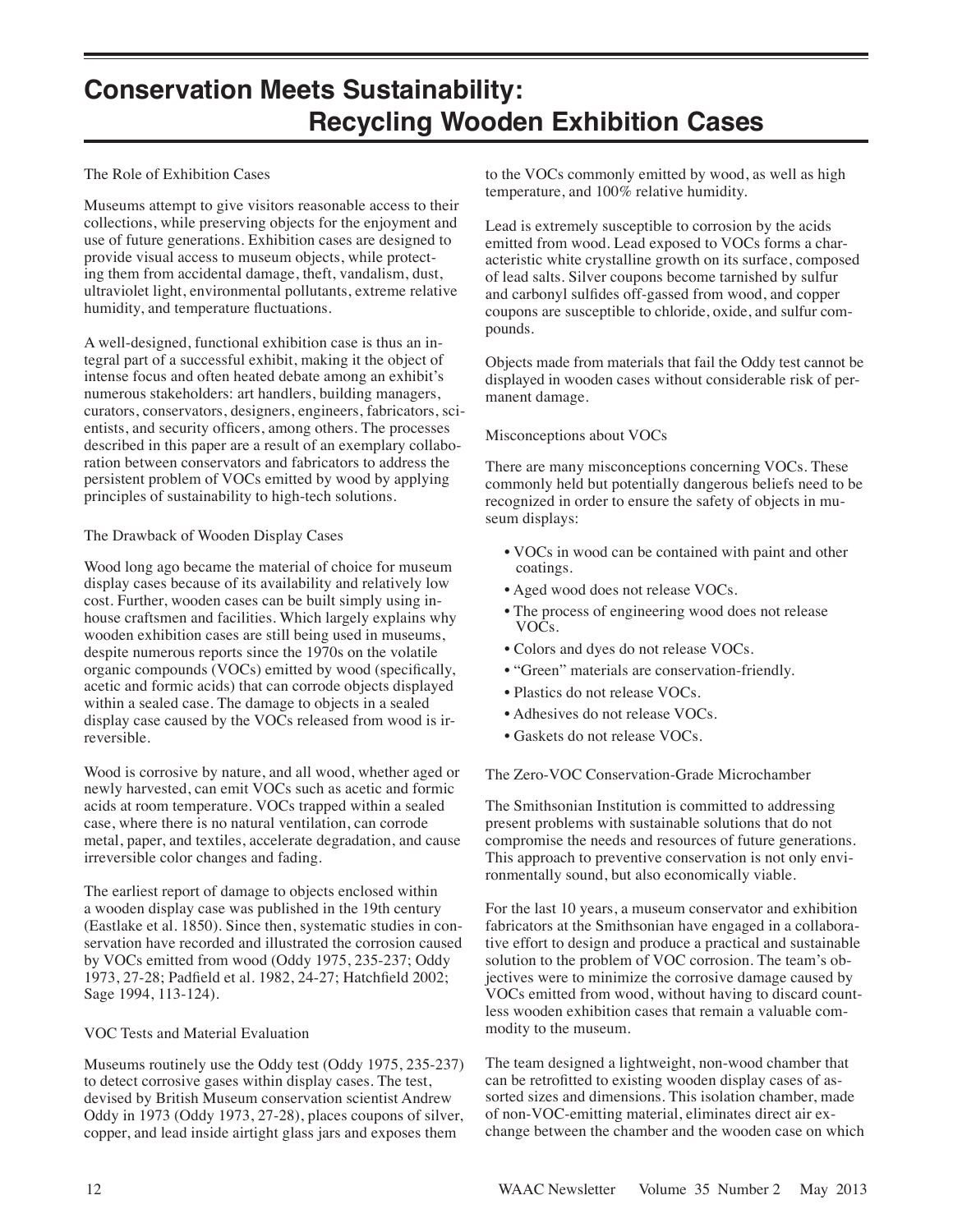# Conservation Meets Sustainability: Recycling Wooden Exhibition Cases

## The Role of Exhibition Cases

Museums attempt to give visitors reasonable access to their collections, while preserving objects for the enjoyment and use of future generations. Exhibition cases are designed to provide visual access to museum objects, while protecting them from accidental damage, theft, vandalism, dust, ultraviolet light, environmental pollutants, extreme relative humidity, and temperature fluctuations.

A well-designed, functional exhibition case is thus an integral part of a successful exhibit, making it the object of intense focus and often heated debate among an exhibit's numerous stakeholders: art handlers, building managers, curators, conservators, designers, engineers, fabricators, scientists, and security officers, among others. The processes described in this paper are a result of an exemplary collaboration between conservators and fabricators to address the persistent problem of VOCs emitted by wood by applying principles of sustainability to high-tech solutions.

## The Drawback of Wooden Display Cases

Wood long ago became the material of choice for museum display cases because of its availability and relatively low cost. Further, wooden cases can be built simply using in-house craftsmen and facilities. Which largely explains why wooden exhibition cases are still being used in museums, despite numerous reports since the 1970s on the volatile organic compounds (VOCs) emitted by wood (specifically, acetic and formic acids) that can corrode objects displayed within a sealed case. The damage to objects in a sealed display case caused by the VOCs released from wood is irreversible.

Wood is corrosive by nature, and all wood, whether aged or newly harvested, can emit VOCs such as acetic and formic acids at room temperature. VOCs trapped within a sealed case, where there is no natural ventilation, can corrode metal, paper, and textiles, accelerate degradation, and cause irreversible color changes and fading.

The earliest report of damage to objects enclosed within a wooden display case was published in the 19th century (Eastlake et al. 1850). Since then, systematic studies in conservation have recorded and illustrated the corrosion caused by VOCs emitted from wood (Oddy 1975, 235-237; Oddy 1973, 27-28; Padfield et al. 1982, 24-27; Hatchfield 2002; Sage 1994, 113-124).

## VOC Tests and Material Evaluation

Museums routinely use the Oddy test (Oddy 1975, 235-237) to detect corrosive gases within display cases. The test, devised by British Museum conservation scientist Andrew Oddy in 1973 (Oddy 1973, 27-28), places coupons of silver, copper, and lead inside airtight glass jars and exposes them to the VOCs commonly emitted by wood, as well as high temperature, and 100% relative humidity.

Lead is extremely susceptible to corrosion by the acids emitted from wood. Lead exposed to VOCs forms a characteristic white crystalline growth on its surface, composed of lead salts. Silver coupons become tarnished by sulfur and carbonyl sulfides off-gassed from wood, and copper coupons are susceptible to chloride, oxide, and sulfur compounds.

Objects made from materials that fail the Oddy test cannot be displayed in wooden cases without considerable risk of permanent damage.

## Misconceptions about VOCs

There are many misconceptions concerning VOCs. These commonly held but potentially dangerous beliefs need to be recognized in order to ensure the safety of objects in museum displays:

- VOCs in wood can be contained with paint and other coatings.
- Aged wood does not release VOCs.
- The process of engineering wood does not release VOCs.
- Colors and dyes do not release VOCs.
- "Green" materials are conservation-friendly.
- Plastics do not release VOCs.
- Adhesives do not release VOCs.
- Gaskets do not release VOCs.

## The Zero-VOC Conservation-Grade Microchamber

The Smithsonian Institution is committed to addressing present problems with sustainable solutions that do not compromise the needs and resources of future generations. This approach to preventive conservation is not only environmentally sound, but also economically viable.

For the last 10 years, a museum conservator and exhibition fabricators at the Smithsonian have engaged in a collaborative effort to design and produce a practical and sustainable solution to the problem of VOC corrosion. The team's objectives were to minimize the corrosive damage caused by VOCs emitted from wood, without having to discard countless wooden exhibition cases that remain a valuable commodity to the museum.

The team designed a lightweight, non-wood chamber that can be retrofitted to existing wooden display cases of assorted sizes and dimensions. This isolation chamber, made of non-VOC-emitting material, eliminates direct air exchange between the chamber and the wooden case on which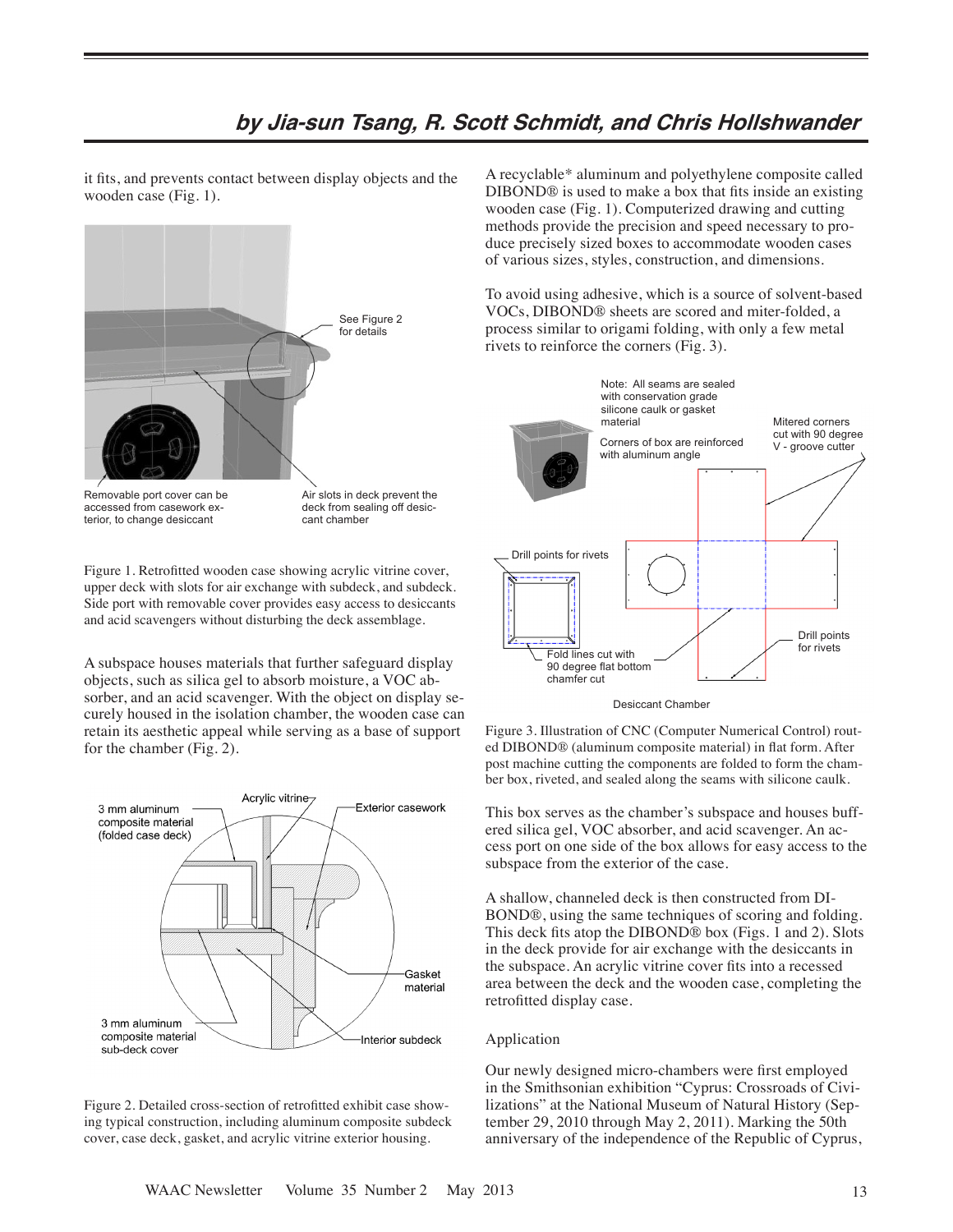### by Jia-sun Tsang, R. Scott Schmidt, and Chris Hollshwander

it fits, and prevents contact between display objects and the wooden case (Fig. 1).

See Figure 2 for details

Removable port cover can be accessed from casework exterior, to change desiccant

Air slots in deck prevent the deck from sealing off desiccant chamber

Figure 1. Retrofitted wooden case showing acrylic vitrine cover, upper deck with slots for air exchange with subdeck, and subdeck. Side port with removable cover provides easy access to desiccants and acid scavengers without disturbing the deck assemblage.

A subspace houses materials that further safeguard display objects, such as silica gel to absorb moisture, a VOC absorber, and an acid scavenger. With the object on display securely housed in the isolation chamber, the wooden case can retain its aesthetic appeal while serving as a base of support for the chamber (Fig. 2).

Acrylic vitrine

3 mm aluminum composite material (folded case deck)

Exterior casework

Gasket material

3 mm aluminum composite material sub-deck cover

Interior subdeck

Figure 2. Detailed cross-section of retrofitted exhibit case showing typical construction, including aluminum composite subdeck cover, case deck, gasket, and acrylic vitrine exterior housing.

A recyclable* aluminum and polyethylene composite called DIBOND® is used to make a box that fits inside an existing wooden case (Fig. 1). Computerized drawing and cutting methods provide the precision and speed necessary to produce precisely sized boxes to accommodate wooden cases of various sizes, styles, construction, and dimensions.

To avoid using adhesive, which is a source of solvent-based VOCs, DIBOND® sheets are scored and miter-folded, a process similar to origami folding, with only a few metal rivets to reinforce the corners (Fig. 3).

Note: All seams are sealed with conservation grade silicone caulk or gasket material

Corners of box are reinforced with aluminum angle

Mitered corners cut with 90 degree V - groove cutter

Drill points for rivets

Fold lines cut with 90 degree flat bottom chamfer cut

Drill points for rivets

Desiccant Chamber

Figure 3. Illustration of CNC (Computer Numerical Control) routed DIBOND® (aluminum composite material) in flat form. After post machine cutting the components are folded to form the chamber box, riveted, and sealed along the seams with silicone caulk.

This box serves as the chamber's subspace and houses buffered silica gel, VOC absorber, and acid scavenger. An access port on one side of the box allows for easy access to the subspace from the exterior of the case.

A shallow, channeled deck is then constructed from DIBOND®, using the same techniques of scoring and folding. This deck fits atop the DIBOND® box (Figs. 1 and 2). Slots in the deck provide for air exchange with the desiccants in the subspace. An acrylic vitrine cover fits into a recessed area between the deck and the wooden case, completing the retrofitted display case.

## Application

Our newly designed micro-chambers were first employed in the Smithsonian exhibition "Cyprus: Crossroads of Civilizations" at the National Museum of Natural History (September 29, 2010 through May 2, 2011). Marking the 50th anniversary of the independence of the Republic of Cyprus,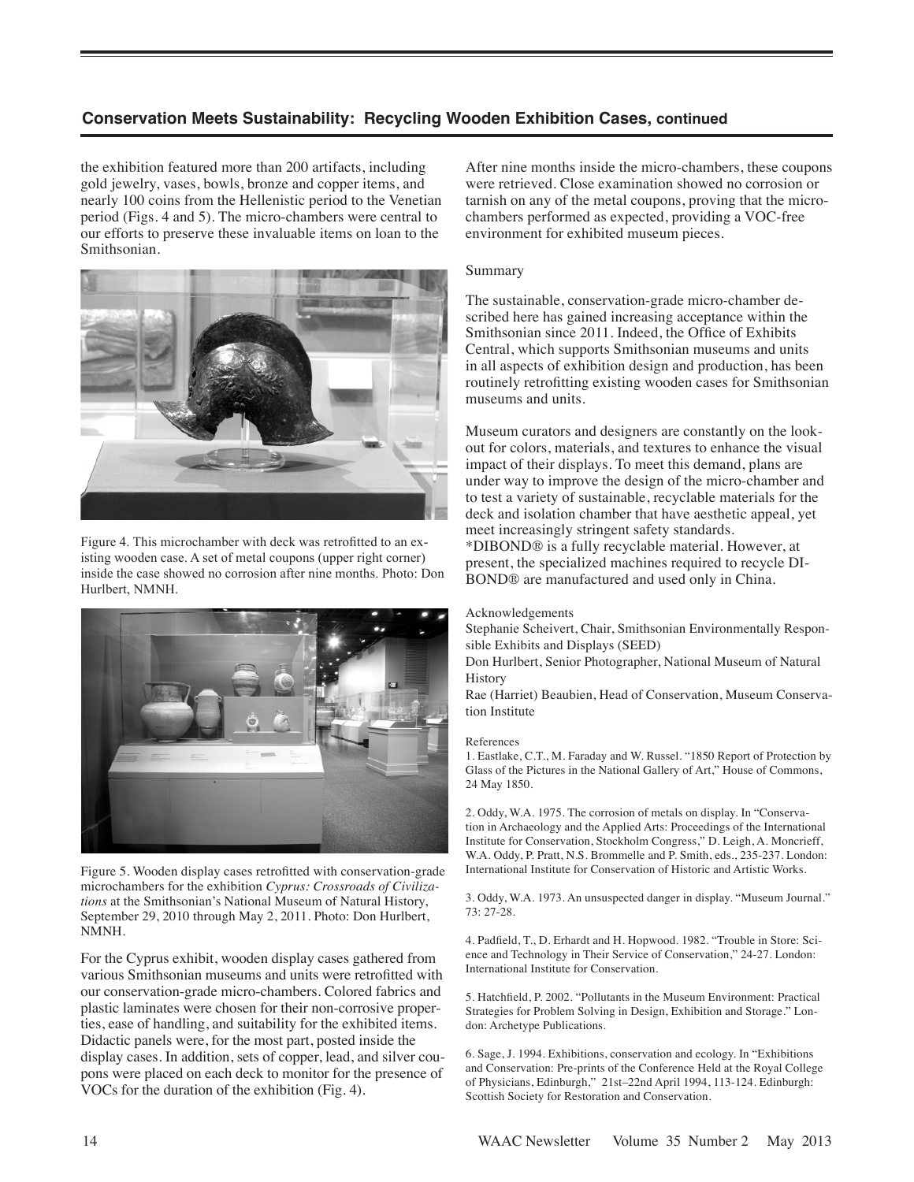## Conservation Meets Sustainability: Recycling Wooden Exhibition Cases, continued

the exhibition featured more than 200 artifacts, including gold jewelry, vases, bowls, bronze and copper items, and nearly 100 coins from the Hellenistic period to the Venetian period (Figs. 4 and 5). The micro-chambers were central to our efforts to preserve these invaluable items on loan to the Smithsonian.

Figure 4. This microchamber with deck was retrofitted to an existing wooden case. A set of metal coupons (upper right corner) inside the case showed no corrosion after nine months. Photo: Don Hurlbert, NMNH.

Figure 5. Wooden display cases retrofitted with conservation-grade microchambers for the exhibition *Cyprus: Crossroads of Civilizations* at the Smithsonian's National Museum of Natural History, September 29, 2010 through May 2, 2011. Photo: Don Hurlbert, NMNH.

For the Cyprus exhibit, wooden display cases gathered from various Smithsonian museums and units were retrofitted with our conservation-grade micro-chambers. Colored fabrics and plastic laminates were chosen for their non-corrosive properties, ease of handling, and suitability for the exhibited items. Didactic panels were, for the most part, posted inside the display cases. In addition, sets of copper, lead, and silver coupons were placed on each deck to monitor for the presence of VOCs for the duration of the exhibition (Fig. 4).

After nine months inside the micro-chambers, these coupons were retrieved. Close examination showed no corrosion or tarnish on any of the metal coupons, proving that the micro-chambers performed as expected, providing a VOC-free environment for exhibited museum pieces.

### Summary

The sustainable, conservation-grade micro-chamber described here has gained increasing acceptance within the Smithsonian since 2011. Indeed, the Office of Exhibits Central, which supports Smithsonian museums and units in all aspects of exhibition design and production, has been routinely retrofitting existing wooden cases for Smithsonian museums and units.

Museum curators and designers are constantly on the lookout for colors, materials, and textures to enhance the visual impact of their displays. To meet this demand, plans are under way to improve the design of the micro-chamber and to test a variety of sustainable, recyclable materials for the deck and isolation chamber that have aesthetic appeal, yet meet increasingly stringent safety standards.

*DIBOND® is a fully recyclable material. However, at present, the specialized machines required to recycle DIBOND® are manufactured and used only in China.

### Acknowledgements

Stephanie Scheivert, Chair, Smithsonian Environmentally Responsible Exhibits and Displays (SEED)
Don Hurlbert, Senior Photographer, National Museum of Natural History
Rae (Harriet) Beaubien, Head of Conservation, Museum Conservation Institute

### References

1. Eastlake, C.T., M. Faraday and W. Russel. "1850 Report of Protection by Glass of the Pictures in the National Gallery of Art," House of Commons, 24 May 1850.

2. Oddy, W.A. 1975. The corrosion of metals on display. In "Conservation in Archaeology and the Applied Arts: Proceedings of the International Institute for Conservation, Stockholm Congress," D. Leigh, A. Moncrieff, W.A. Oddy, P. Pratt, N.S. Brommelle and P. Smith, eds., 235-237. London: International Institute for Conservation of Historic and Artistic Works.

3. Oddy, W.A. 1973. An unsuspected danger in display. "Museum Journal." 73: 27-28.

4. Padfield, T., D. Erhardt and H. Hopwood. 1982. "Trouble in Store: Science and Technology in Their Service of Conservation," 24-27. London: International Institute for Conservation.

5. Hatchfield, P. 2002. "Pollutants in the Museum Environment: Practical Strategies for Problem Solving in Design, Exhibition and Storage." London: Archetype Publications.

6. Sage, J. 1994. Exhibitions, conservation and ecology. In "Exhibitions and Conservation: Pre-prints of the Conference Held at the Royal College of Physicians, Edinburgh," 21st–22nd April 1994, 113-124. Edinburgh: Scottish Society for Restoration and Conservation.